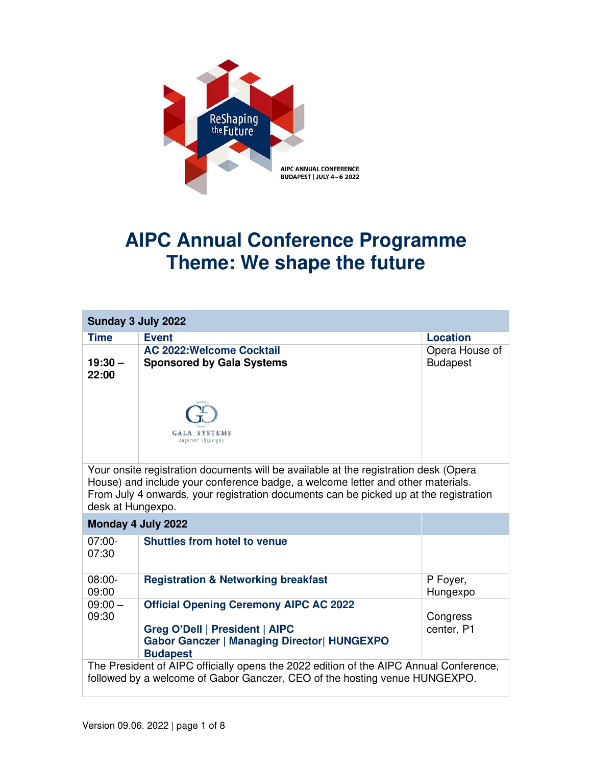ReShaping the Future

AIPC ANNUAL CONFERENCE
BUDAPEST | JULY 4 – 6 2022

# AIPC Annual Conference Programme
# Theme: We shape the future

| Sunday 3 July 2022 | | |
|---|---|---|
| **Time** | **Event** | **Location** |
| **19:30 – 22:00** | **AC 2022:Welcome Cocktail**<br>**Sponsored by Gala Systems** | Opera House of Budapest |
| Your onsite registration documents will be available at the registration desk (Opera House) and include your conference badge, a welcome letter and other materials. From July 4 onwards, your registration documents can be picked up at the registration desk at Hungexpo. | | |
| **Monday 4 July 2022** | | |
| 07:00-07:30 | **Shuttles from hotel to venue** | |
| 08:00-09:00 | **Registration & Networking breakfast** | P Foyer, Hungexpo |
| 09:00 – 09:30 | **Official Opening Ceremony AIPC AC 2022**<br><br>**Greg O'Dell \| President \| AIPC**<br>**Gabor Ganczer \| Managing Director\| HUNGEXPO Budapest** | Congress center, P1 |
| The President of AIPC officially opens the 2022 edition of the AIPC Annual Conference, followed by a welcome of Gabor Ganczer, CEO of the hosting venue HUNGEXPO. | | |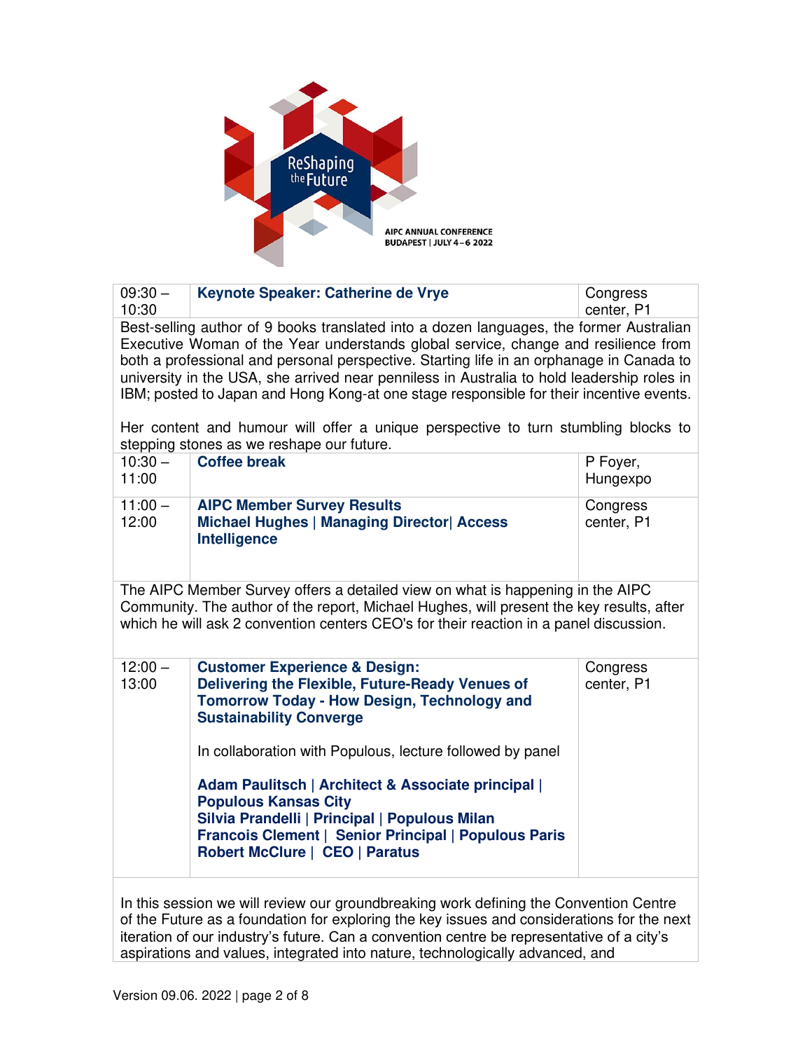| | | |
|---|---|---|
| 09:30 – 10:30 | **Keynote Speaker: Catherine de Vrye** | Congress center, P1 |

Best-selling author of 9 books translated into a dozen languages, the former Australian Executive Woman of the Year understands global service, change and resilience from both a professional and personal perspective. Starting life in an orphanage in Canada to university in the USA, she arrived near penniless in Australia to hold leadership roles in IBM; posted to Japan and Hong Kong-at one stage responsible for their incentive events.

Her content and humour will offer a unique perspective to turn stumbling blocks to stepping stones as we reshape our future.

| | | |
|---|---|---|
| 10:30 – 11:00 | **Coffee break** | P Foyer, Hungexpo |
| 11:00 – 12:00 | **AIPC Member Survey Results**<br>**Michael Hughes \| Managing Director\| Access Intelligence** | Congress center, P1 |

The AIPC Member Survey offers a detailed view on what is happening in the AIPC Community. The author of the report, Michael Hughes, will present the key results, after which he will ask 2 convention centers CEO's for their reaction in a panel discussion.

| | | |
|---|---|---|
| 12:00 – 13:00 | **Customer Experience & Design: Delivering the Flexible, Future-Ready Venues of Tomorrow Today - How Design, Technology and Sustainability Converge**<br><br>In collaboration with Populous, lecture followed by panel<br><br>**Adam Paulitsch \| Architect & Associate principal \| Populous Kansas City**<br>**Silvia Prandelli \| Principal \| Populous Milan**<br>**Francois Clement \| Senior Principal \| Populous Paris**<br>**Robert McClure \| CEO \| Paratus** | Congress center, P1 |

In this session we will review our groundbreaking work defining the Convention Centre of the Future as a foundation for exploring the key issues and considerations for the next iteration of our industry's future. Can a convention centre be representative of a city's aspirations and values, integrated into nature, technologically advanced, and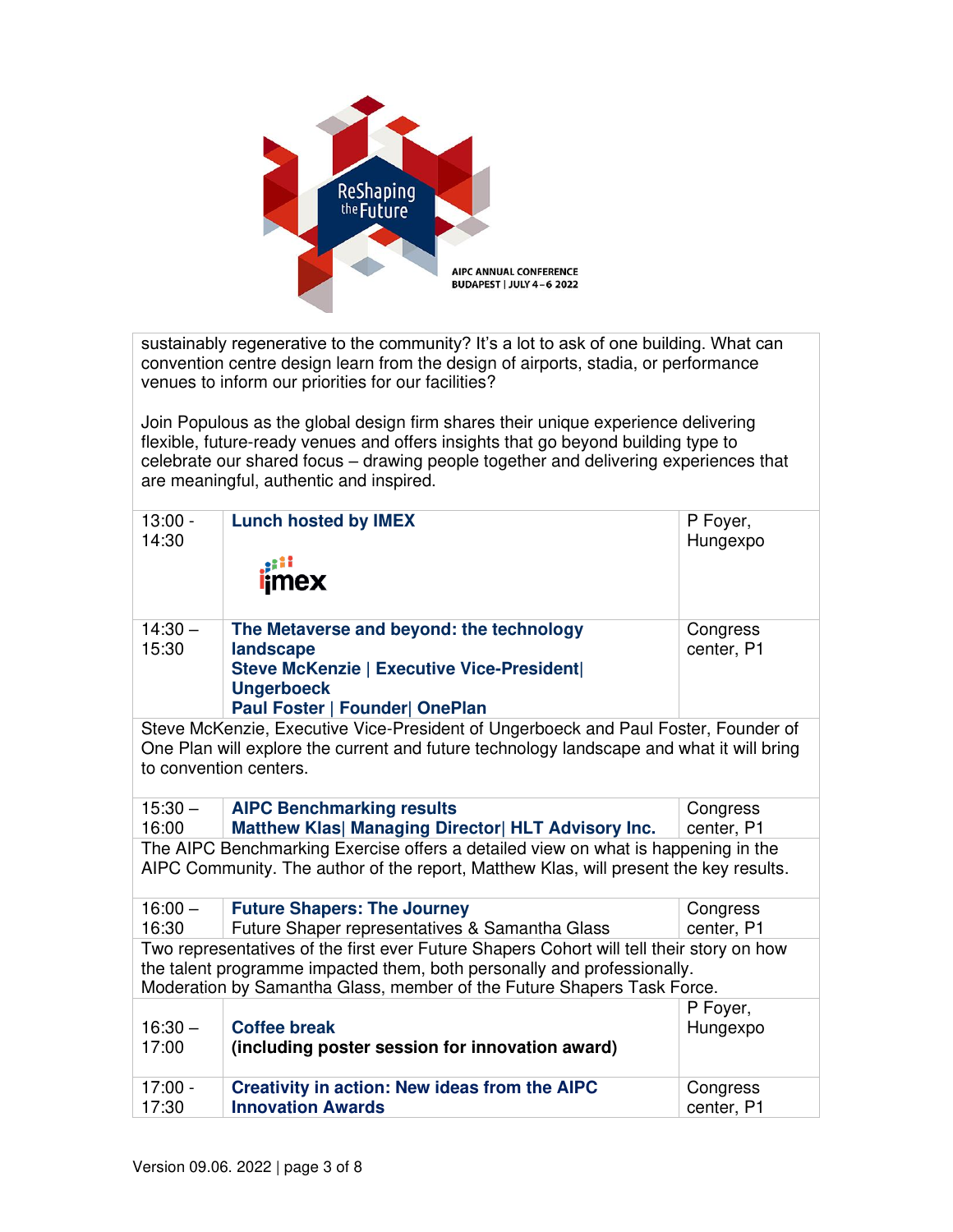sustainably regenerative to the community? It's a lot to ask of one building. What can convention centre design learn from the design of airports, stadia, or performance venues to inform our priorities for our facilities?

Join Populous as the global design firm shares their unique experience delivering flexible, future-ready venues and offers insights that go beyond building type to celebrate our shared focus – drawing people together and delivering experiences that are meaningful, authentic and inspired.

| Time | Session | Location |
|---|---|---|
| 13:00 - 14:30 | **Lunch hosted by IMEX** | P Foyer, Hungexpo |
| 14:30 – 15:30 | **The Metaverse and beyond: the technology landscape**<br>**Steve McKenzie \| Executive Vice-President\| Ungerboeck**<br>**Paul Foster \| Founder\| OnePlan** | Congress center, P1 |
| | Steve McKenzie, Executive Vice-President of Ungerboeck and Paul Foster, Founder of One Plan will explore the current and future technology landscape and what it will bring to convention centers. | |
| 15:30 – 16:00 | **AIPC Benchmarking results**<br>**Matthew Klas\| Managing Director\| HLT Advisory Inc.** | Congress center, P1 |
| | The AIPC Benchmarking Exercise offers a detailed view on what is happening in the AIPC Community. The author of the report, Matthew Klas, will present the key results. | |
| 16:00 – 16:30 | **Future Shapers: The Journey**<br>Future Shaper representatives & Samantha Glass | Congress center, P1 |
| | Two representatives of the first ever Future Shapers Cohort will tell their story on how the talent programme impacted them, both personally and professionally.<br>Moderation by Samantha Glass, member of the Future Shapers Task Force. | |
| 16:30 – 17:00 | **Coffee break**<br>**(including poster session for innovation award)** | P Foyer, Hungexpo |
| 17:00 - 17:30 | **Creativity in action: New ideas from the AIPC Innovation Awards** | Congress center, P1 |

Version 09.06. 2022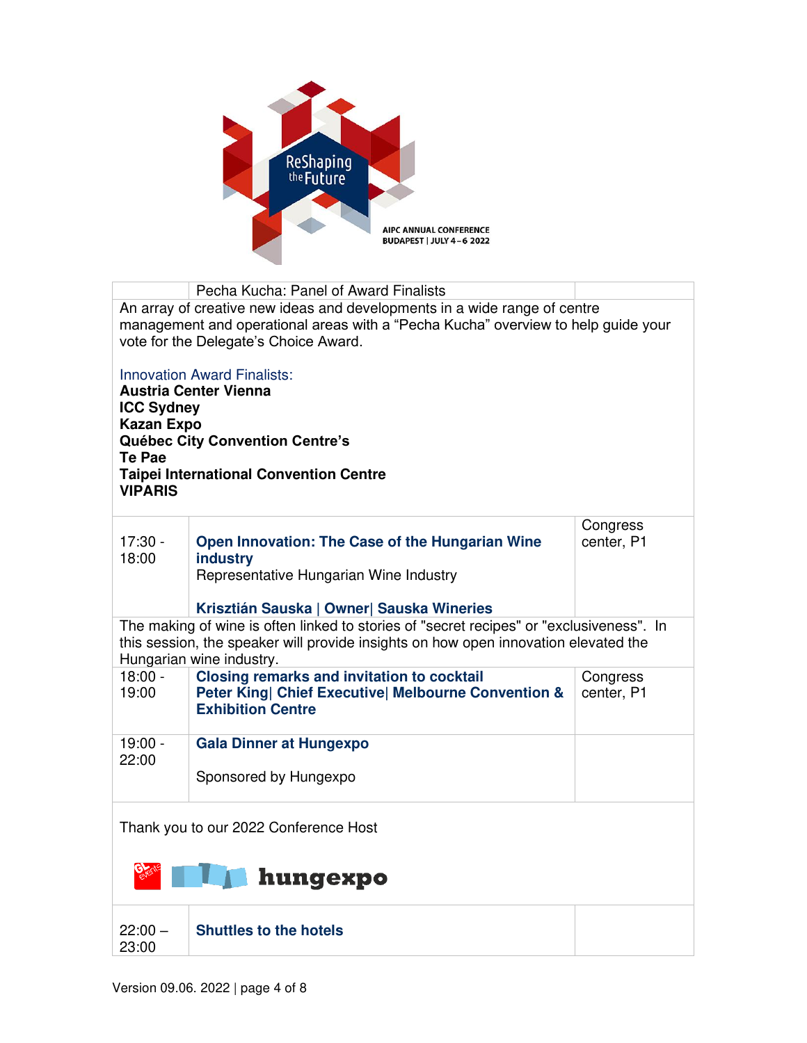AIPC ANNUAL CONFERENCE
BUDAPEST | JULY 4 – 6 2022

| | | |
|---|---|---|
| | Pecha Kucha: Panel of Award Finalists | |
| An array of creative new ideas and developments in a wide range of centre management and operational areas with a "Pecha Kucha" overview to help guide your vote for the Delegate's Choice Award.<br><br>Innovation Award Finalists:<br>**Austria Center Vienna**<br>**ICC Sydney**<br>**Kazan Expo**<br>**Québec City Convention Centre's**<br>**Te Pae**<br>**Taipei International Convention Centre**<br>**VIPARIS** | | |
| 17:30 - 18:00 | **Open Innovation: The Case of the Hungarian Wine industry**<br>Representative Hungarian Wine Industry<br><br>**Krisztián Sauska \| Owner\| Sauska Wineries** | Congress center, P1 |
| The making of wine is often linked to stories of "secret recipes" or "exclusiveness". In this session, the speaker will provide insights on how open innovation elevated the Hungarian wine industry. | | |
| 18:00 - 19:00 | **Closing remarks and invitation to cocktail**<br>**Peter King\| Chief Executive\| Melbourne Convention & Exhibition Centre** | Congress center, P1 |
| 19:00 - 22:00 | **Gala Dinner at Hungexpo**<br><br>Sponsored by Hungexpo | |
| Thank you to our 2022 Conference Host<br><br>hungexpo | | |
| 22:00 – 23:00 | **Shuttles to the hotels** | |

Version 09.06. 2022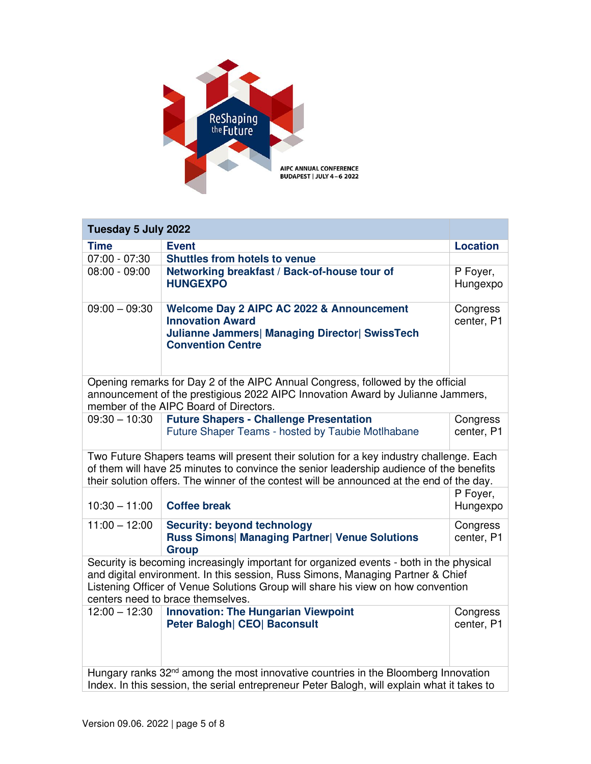ReShaping the Future

AIPC ANNUAL CONFERENCE
BUDAPEST | JULY 4 – 6 2022

| Tuesday 5 July 2022 | | |
|---|---|---|
| **Time** | **Event** | **Location** |
| 07:00 - 07:30 | **Shuttles from hotels to venue** | |
| 08:00 - 09:00 | **Networking breakfast / Back-of-house tour of HUNGEXPO** | P Foyer, Hungexpo |
| 09:00 – 09:30 | **Welcome Day 2 AIPC AC 2022 & Announcement Innovation Award**<br>**Julianne Jammers\| Managing Director\| SwissTech Convention Centre** | Congress center, P1 |
| Opening remarks for Day 2 of the AIPC Annual Congress, followed by the official announcement of the prestigious 2022 AIPC Innovation Award by Julianne Jammers, member of the AIPC Board of Directors. | | |
| 09:30 – 10:30 | **Future Shapers - Challenge Presentation**<br>Future Shaper Teams - hosted by Taubie Motlhabane | Congress center, P1 |
| Two Future Shapers teams will present their solution for a key industry challenge. Each of them will have 25 minutes to convince the senior leadership audience of the benefits their solution offers. The winner of the contest will be announced at the end of the day. | | |
| 10:30 – 11:00 | **Coffee break** | P Foyer, Hungexpo |
| 11:00 – 12:00 | **Security: beyond technology**<br>**Russ Simons\| Managing Partner\| Venue Solutions Group** | Congress center, P1 |
| Security is becoming increasingly important for organized events - both in the physical and digital environment. In this session, Russ Simons, Managing Partner & Chief Listening Officer of Venue Solutions Group will share his view on how convention centers need to brace themselves. | | |
| 12:00 – 12:30 | **Innovation: The Hungarian Viewpoint**<br>**Peter Balogh\| CEO\| Baconsult** | Congress center, P1 |
| Hungary ranks 32nd among the most innovative countries in the Bloomberg Innovation Index. In this session, the serial entrepreneur Peter Balogh, will explain what it takes to | | |

Version 09.06. 2022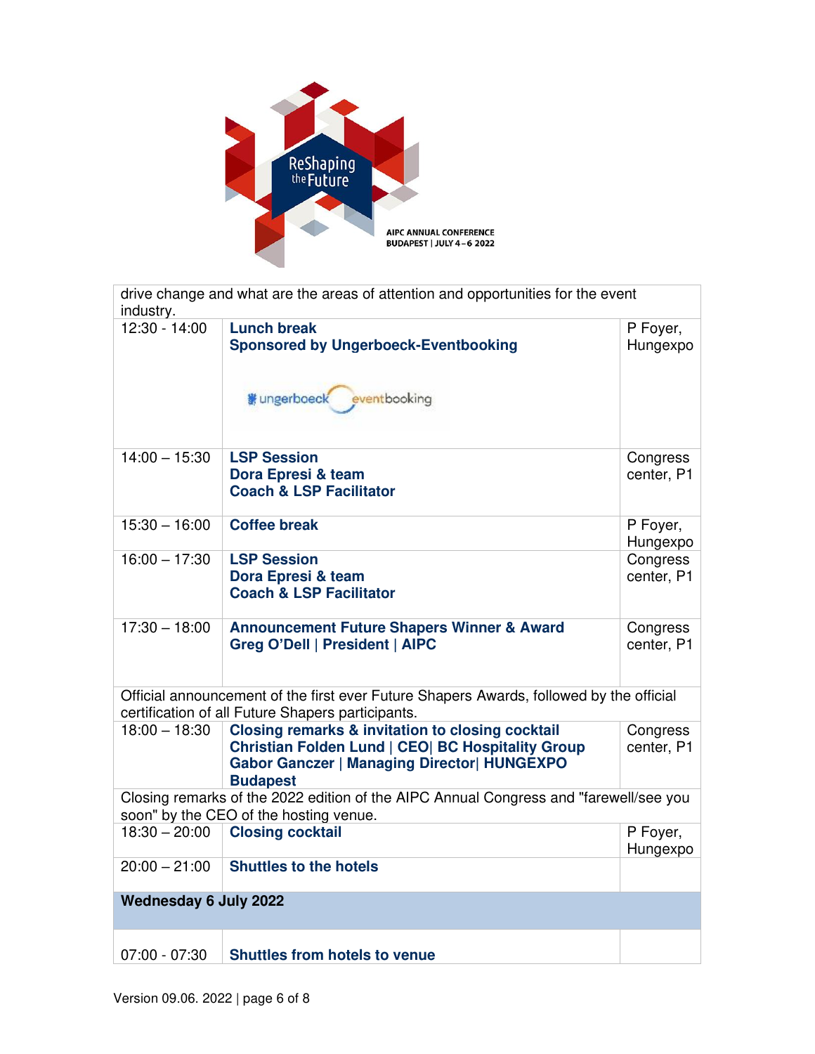| | | |
|---|---|---|
| drive change and what are the areas of attention and opportunities for the event industry. | | |
| 12:30 - 14:00 | **Lunch break**<br>**Sponsored by Ungerboeck-Eventbooking** | P Foyer, Hungexpo |
| 14:00 – 15:30 | **LSP Session**<br>**Dora Epresi & team**<br>**Coach & LSP Facilitator** | Congress center, P1 |
| 15:30 – 16:00 | **Coffee break** | P Foyer, Hungexpo |
| 16:00 – 17:30 | **LSP Session**<br>**Dora Epresi & team**<br>**Coach & LSP Facilitator** | Congress center, P1 |
| 17:30 – 18:00 | **Announcement Future Shapers Winner & Award**<br>**Greg O'Dell \| President \| AIPC** | Congress center, P1 |
| Official announcement of the first ever Future Shapers Awards, followed by the official certification of all Future Shapers participants. | | |
| 18:00 – 18:30 | **Closing remarks & invitation to closing cocktail**<br>**Christian Folden Lund \| CEO\| BC Hospitality Group**<br>**Gabor Ganczer \| Managing Director\| HUNGEXPO Budapest** | Congress center, P1 |
| Closing remarks of the 2022 edition of the AIPC Annual Congress and "farewell/see you soon" by the CEO of the hosting venue. | | |
| 18:30 – 20:00 | **Closing cocktail** | P Foyer, Hungexpo |
| 20:00 – 21:00 | **Shuttles to the hotels** | |
| **Wednesday 6 July 2022** | | |
| 07:00 - 07:30 | **Shuttles from hotels to venue** | |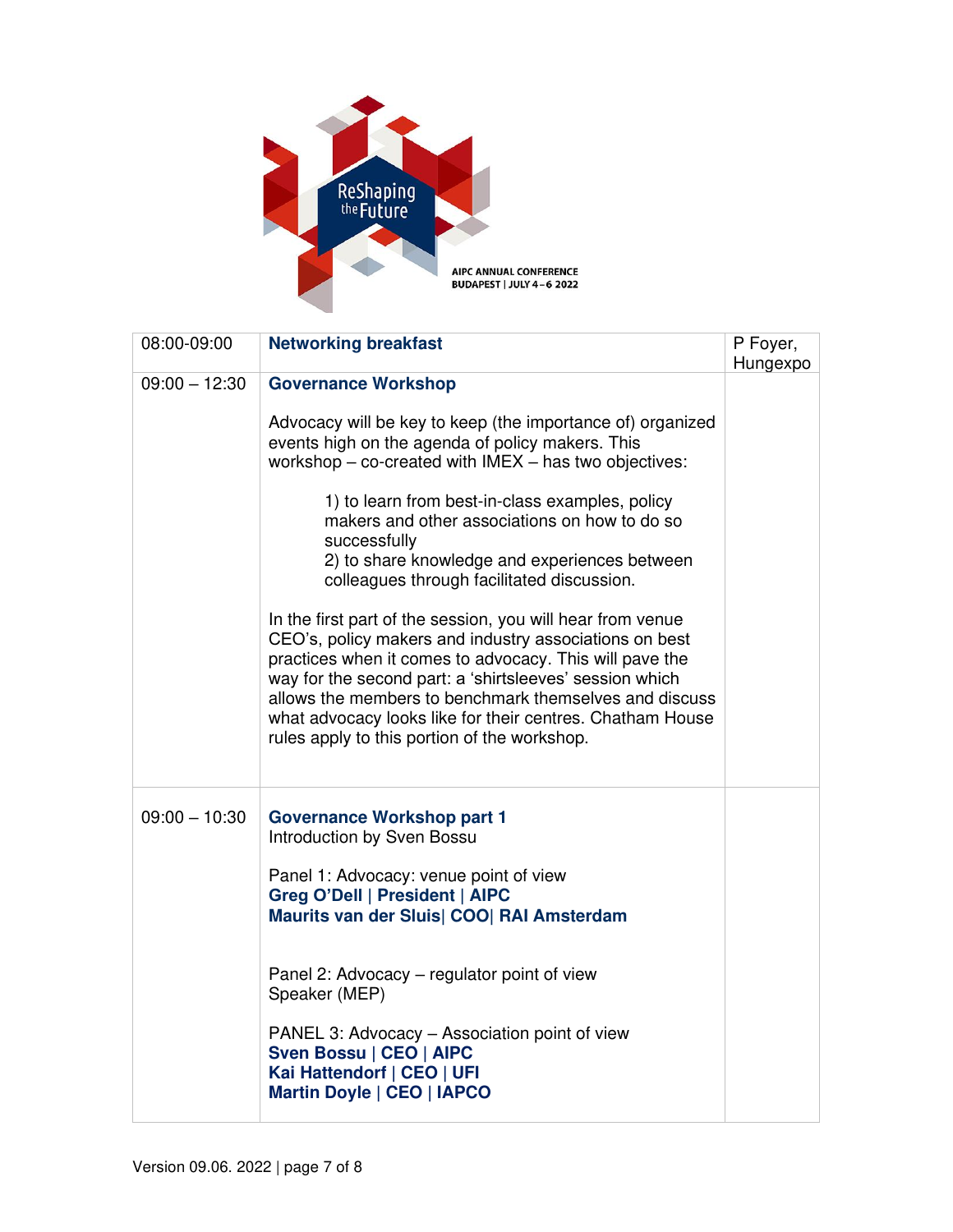ReShaping the Future

AIPC ANNUAL CONFERENCE
BUDAPEST | JULY 4 – 6 2022

| | | |
|---|---|---|
| 08:00-09:00 | **Networking breakfast** | P Foyer, Hungexpo |
| 09:00 – 12:30 | **Governance Workshop**<br><br>Advocacy will be key to keep (the importance of) organized events high on the agenda of policy makers. This workshop – co-created with IMEX – has two objectives:<br><br>1) to learn from best-in-class examples, policy makers and other associations on how to do so successfully<br>2) to share knowledge and experiences between colleagues through facilitated discussion.<br><br>In the first part of the session, you will hear from venue CEO's, policy makers and industry associations on best practices when it comes to advocacy. This will pave the way for the second part: a 'shirtsleeves' session which allows the members to benchmark themselves and discuss what advocacy looks like for their centres. Chatham House rules apply to this portion of the workshop. | |
| 09:00 – 10:30 | **Governance Workshop part 1**<br>Introduction by Sven Bossu<br><br>Panel 1: Advocacy: venue point of view<br>**Greg O'Dell \| President \| AIPC**<br>**Maurits van der Sluis\| COO\| RAI Amsterdam**<br><br>Panel 2: Advocacy – regulator point of view<br>Speaker (MEP)<br><br>PANEL 3: Advocacy – Association point of view<br>**Sven Bossu \| CEO \| AIPC**<br>**Kai Hattendorf \| CEO \| UFI**<br>**Martin Doyle \| CEO \| IAPCO** | |

Version 09.06. 2022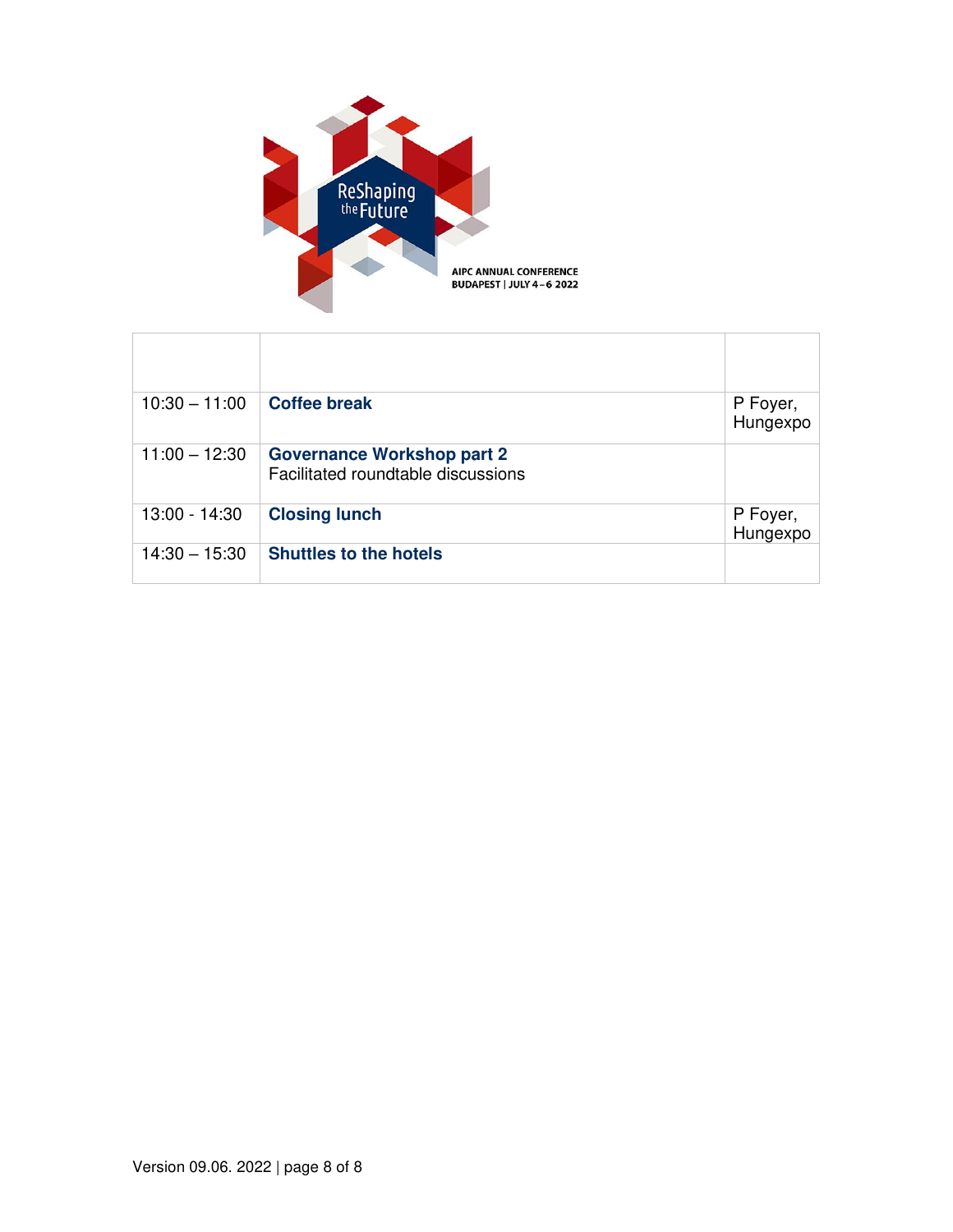| | | |
|---|---|---|
| | | |
| 10:30 – 11:00 | **Coffee break** | P Foyer, Hungexpo |
| 11:00 – 12:30 | **Governance Workshop part 2**<br>Facilitated roundtable discussions | |
| 13:00 - 14:30 | **Closing lunch** | P Foyer, Hungexpo |
| 14:30 – 15:30 | **Shuttles to the hotels** | |